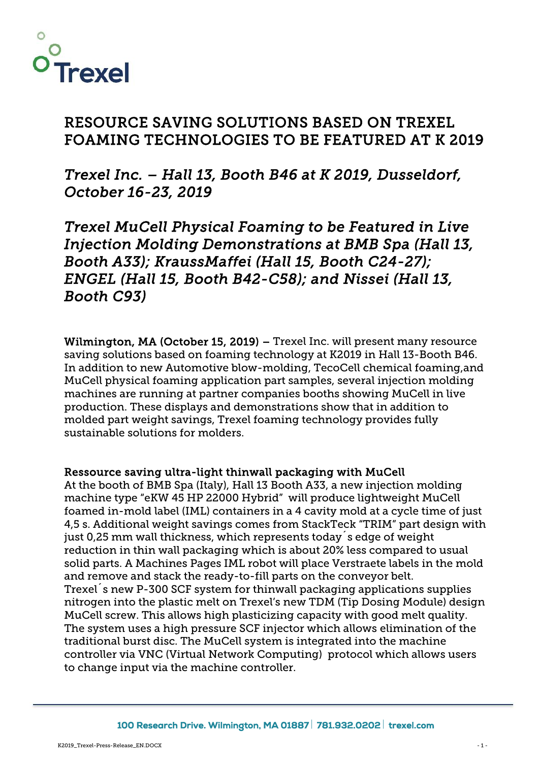Trexel

# RESOURCE SAVING SOLUTIONS BASED ON TREXEL FOAMING TECHNOLOGIES TO BE FEATURED AT K 2019

## *Trexel Inc. – Hall 13, Booth B46 at K 2019, Dusseldorf, October 16-23, 2019*

## *Trexel MuCell Physical Foaming to be Featured in Live Injection Molding Demonstrations at BMB Spa (Hall 13, Booth A33); KraussMaffei (Hall 15, Booth C24-27); ENGEL (Hall 15, Booth B42-C58); and Nissei (Hall 13, Booth C93)*

**Wilmington, MA (October 15, 2019) –** Trexel Inc. will present many resource saving solutions based on foaming technology at K2019 in Hall 13-Booth B46. In addition to new Automotive blow-molding, TecoCell chemical foaming,and MuCell physical foaming application part samples, several injection molding machines are running at partner companies booths showing MuCell in live production. These displays and demonstrations show that in addition to molded part weight savings, Trexel foaming technology provides fully sustainable solutions for molders.

**Ressource saving ultra-light thinwall packaging with MuCell**

At the booth of BMB Spa (Italy), Hall 13 Booth A33, a new injection molding machine type "eKW 45 HP 22000 Hybrid" will produce lightweight MuCell foamed in-mold label (IML) containers in a 4 cavity mold at a cycle time of just 4,5 s. Additional weight savings comes from StackTeck "TRIM" part design with just 0,25 mm wall thickness, which represents today´s edge of weight reduction in thin wall packaging which is about 20% less compared to usual solid parts. A Machines Pages IML robot will place Verstraete labels in the mold and remove and stack the ready-to-fill parts on the conveyor belt. Trexel´s new P-300 SCF system for thinwall packaging applications supplies nitrogen into the plastic melt on Trexel's new TDM (Tip Dosing Module) design MuCell screw. This allows high plasticizing capacity with good melt quality. The system uses a high pressure SCF injector which allows elimination of the traditional burst disc. The MuCell system is integrated into the machine controller via VNC (Virtual Network Computing) protocol which allows users to change input via the machine controller.

100 Research Drive. Wilmington, MA 01887 | 781.932.0202 | trexel.com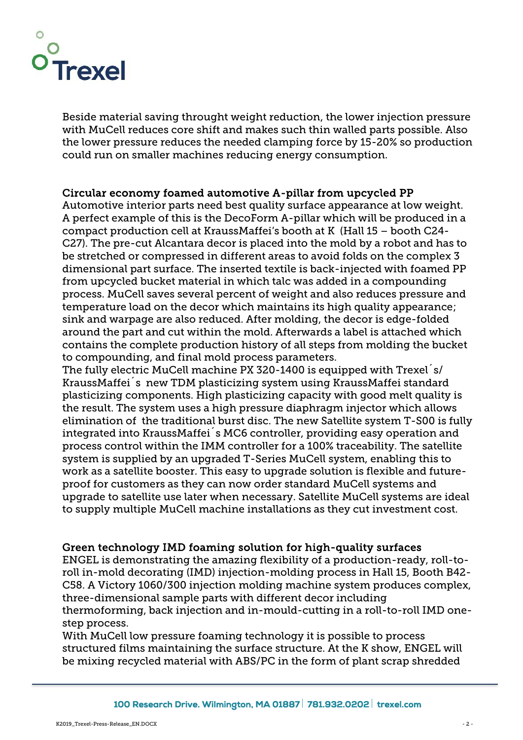Beside material saving throught weight reduction, the lower injection pressure with MuCell reduces core shift and makes such thin walled parts possible. Also the lower pressure reduces the needed clamping force by 15-20% so production could run on smaller machines reducing energy consumption.

**Circular economy foamed automotive A-pillar from upcycled PP**

Automotive interior parts need best quality surface appearance at low weight. A perfect example of this is the DecoForm A-pillar which will be produced in a compact production cell at KraussMaffei's booth at K (Hall 15 – booth C24-C27). The pre-cut Alcantara decor is placed into the mold by a robot and has to be stretched or compressed in different areas to avoid folds on the complex 3 dimensional part surface. The inserted textile is back-injected with foamed PP from upcycled bucket material in which talc was added in a compounding process. MuCell saves several percent of weight and also reduces pressure and temperature load on the decor which maintains its high quality appearance; sink and warpage are also reduced. After molding, the decor is edge-folded around the part and cut within the mold. Afterwards a label is attached which contains the complete production history of all steps from molding the bucket to compounding, and final mold process parameters.

The fully electric MuCell machine PX 320-1400 is equipped with Trexel´s/ KraussMaffei´s new TDM plasticizing system using KraussMaffei standard plasticizing components. High plasticizing capacity with good melt quality is the result. The system uses a high pressure diaphragm injector which allows elimination of the traditional burst disc. The new Satellite system T-S00 is fully integrated into KraussMaffei´s MC6 controller, providing easy operation and process control within the IMM controller for a 100% traceability. The satellite system is supplied by an upgraded T-Series MuCell system, enabling this to work as a satellite booster. This easy to upgrade solution is flexible and future-proof for customers as they can now order standard MuCell systems and upgrade to satellite use later when necessary. Satellite MuCell systems are ideal to supply multiple MuCell machine installations as they cut investment cost.

**Green technology IMD foaming solution for high-quality surfaces**

ENGEL is demonstrating the amazing flexibility of a production-ready, roll-to-roll in-mold decorating (IMD) injection-molding process in Hall 15, Booth B42-C58. A Victory 1060/300 injection molding machine system produces complex, three-dimensional sample parts with different decor including thermoforming, back injection and in-mould-cutting in a roll-to-roll IMD one-step process.

With MuCell low pressure foaming technology it is possible to process structured films maintaining the surface structure. At the K show, ENGEL will be mixing recycled material with ABS/PC in the form of plant scrap shredded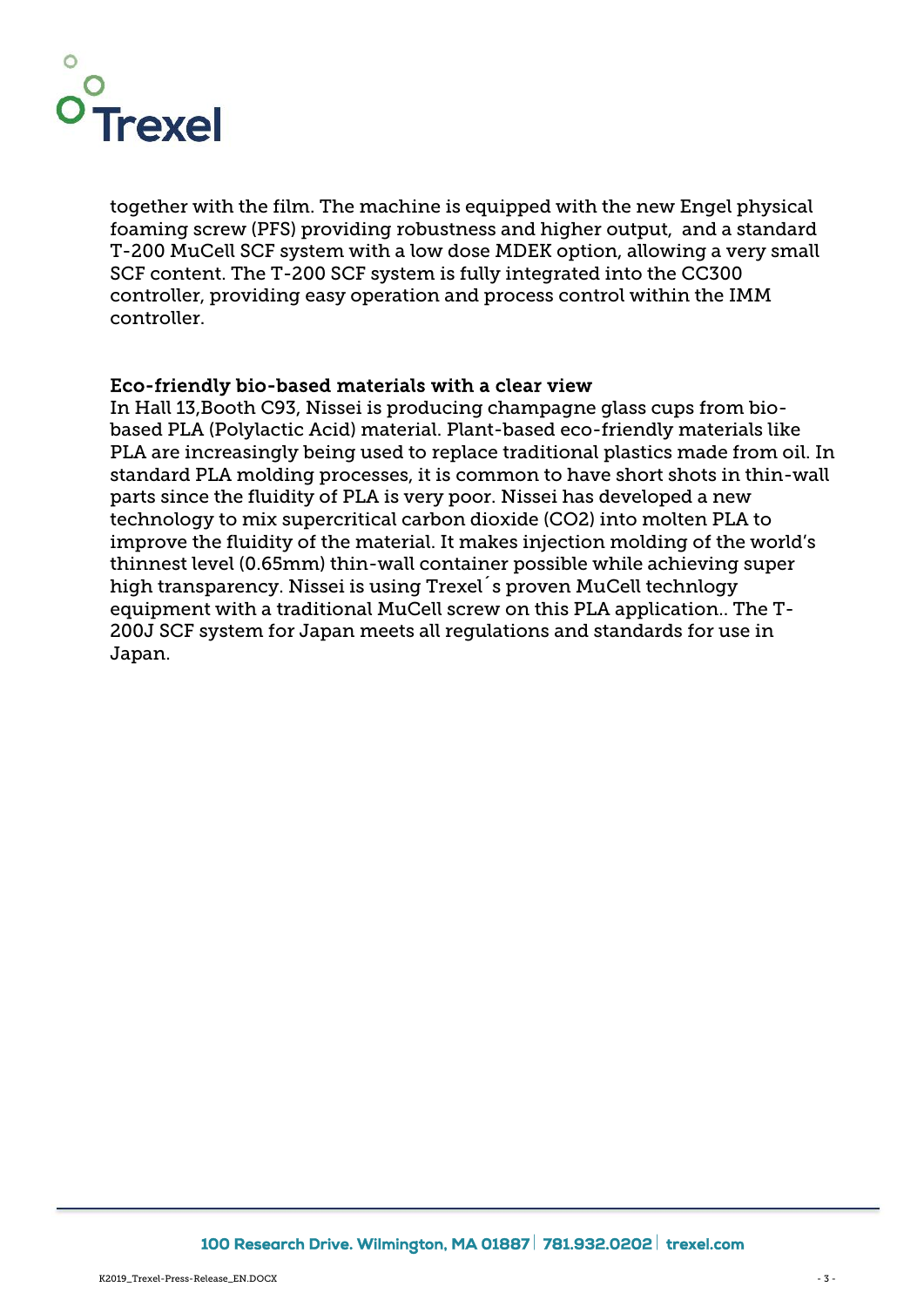together with the film. The machine is equipped with the new Engel physical foaming screw (PFS) providing robustness and higher output,  and a standard T-200 MuCell SCF system with a low dose MDEK option, allowing a very small SCF content. The T-200 SCF system is fully integrated into the CC300 controller, providing easy operation and process control within the IMM controller.

**Eco-friendly bio-based materials with a clear view**

In Hall 13,Booth C93, Nissei is producing champagne glass cups from bio-based PLA (Polylactic Acid) material. Plant-based eco-friendly materials like PLA are increasingly being used to replace traditional plastics made from oil. In standard PLA molding processes, it is common to have short shots in thin-wall parts since the fluidity of PLA is very poor. Nissei has developed a new technology to mix supercritical carbon dioxide ($CO_2$) into molten PLA to improve the fluidity of the material. It makes injection molding of the world's thinnest level (0.65mm) thin-wall container possible while achieving super high transparency. Nissei is using Trexel´s proven MuCell technlogy equipment with a traditional MuCell screw on this PLA application.. The T-200J SCF system for Japan meets all regulations and standards for use in Japan.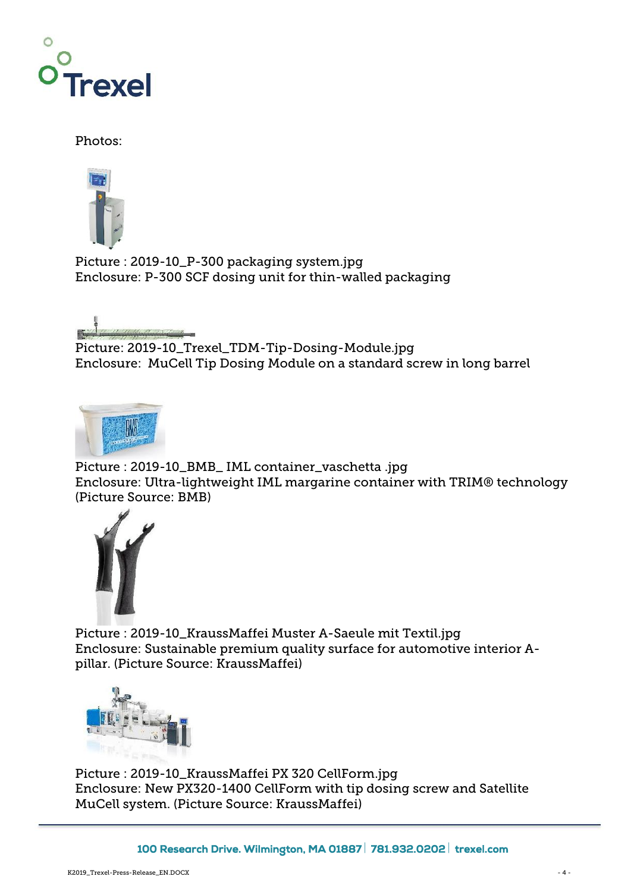Photos:

Picture : 2019-10_P-300 packaging system.jpg
Enclosure: P-300 SCF dosing unit for thin-walled packaging

Picture: 2019-10_Trexel_TDM-Tip-Dosing-Module.jpg
Enclosure:  MuCell Tip Dosing Module on a standard screw in long barrel

Picture : 2019-10_BMB_ IML container_vaschetta .jpg
Enclosure: Ultra-lightweight IML margarine container with TRIM® technology (Picture Source: BMB)

Picture : 2019-10_KraussMaffei Muster A-Saeule mit Textil.jpg
Enclosure: Sustainable premium quality surface for automotive interior A-pillar. (Picture Source: KraussMaffei)

Picture : 2019-10_KraussMaffei PX 320 CellForm.jpg
Enclosure: New PX320-1400 CellForm with tip dosing screw and Satellite MuCell system. (Picture Source: KraussMaffei)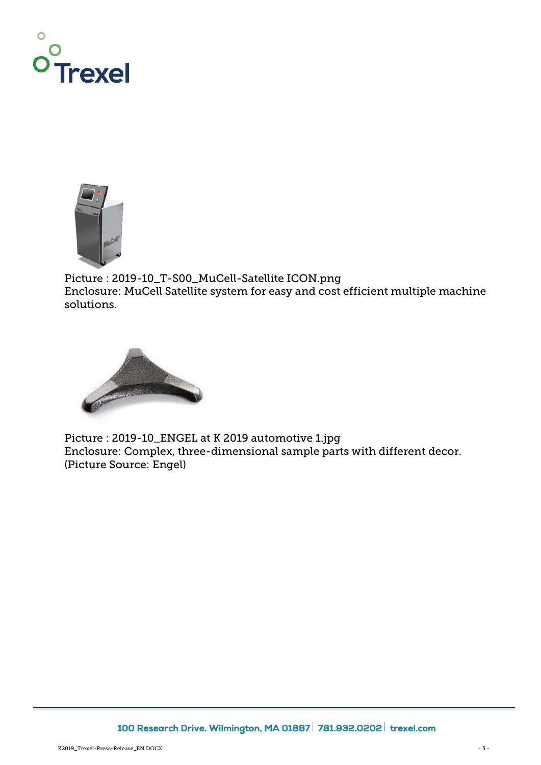Picture : 2019-10_T-S00_MuCell-Satellite ICON.png
Enclosure: MuCell Satellite system for easy and cost efficient multiple machine solutions.

Picture : 2019-10_ENGEL at K 2019 automotive 1.jpg
Enclosure: Complex, three-dimensional sample parts with different decor. (Picture Source: Engel)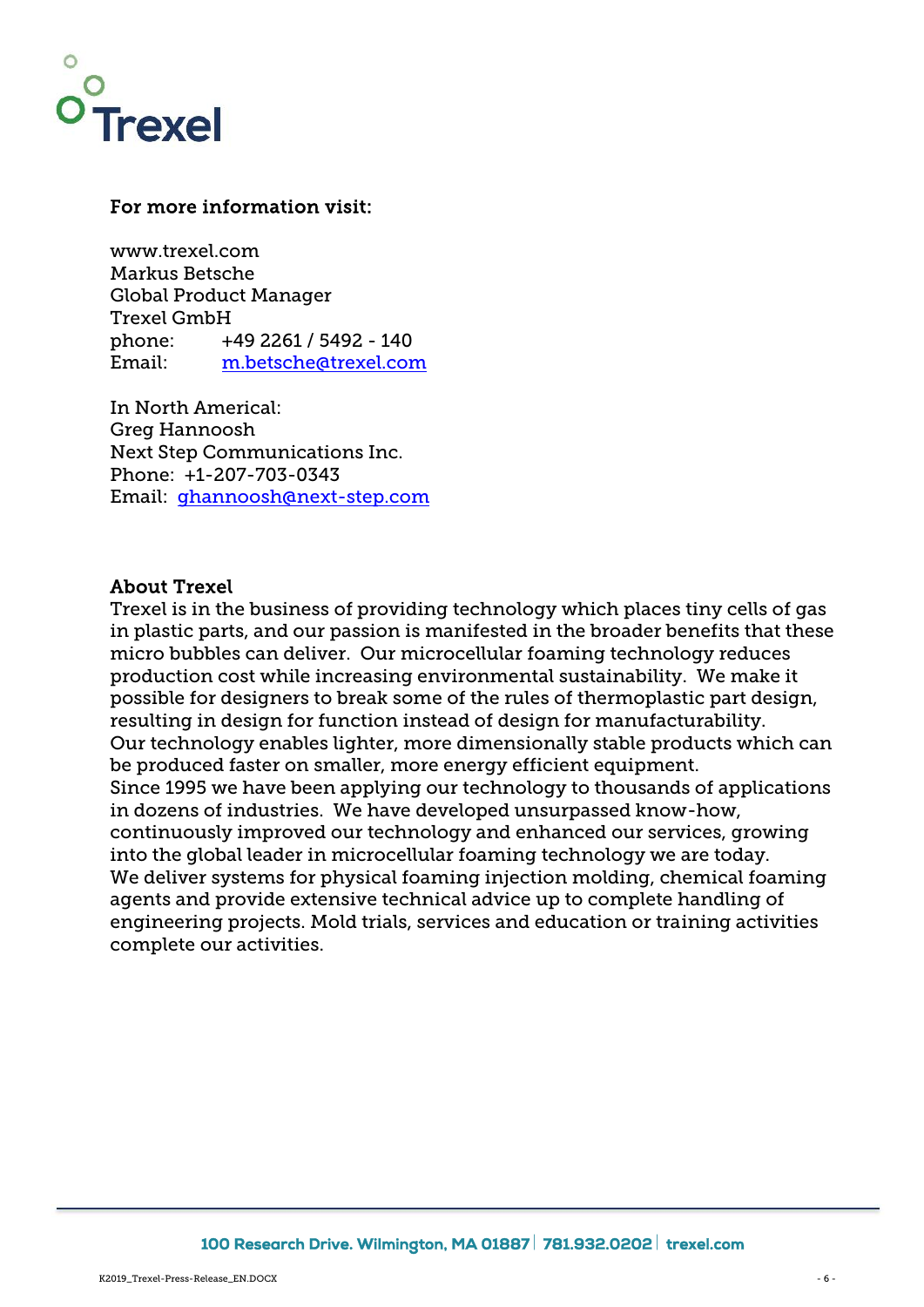**For more information visit:**

www.trexel.com
Markus Betsche
Global Product Manager
Trexel GmbH
phone: +49 2261 / 5492 - 140
Email: m.betsche@trexel.com

In North Americal:
Greg Hannoosh
Next Step Communications Inc.
Phone: +1-207-703-0343
Email: ghannoosh@next-step.com

**About Trexel**
Trexel is in the business of providing technology which places tiny cells of gas in plastic parts, and our passion is manifested in the broader benefits that these micro bubbles can deliver. Our microcellular foaming technology reduces production cost while increasing environmental sustainability. We make it possible for designers to break some of the rules of thermoplastic part design, resulting in design for function instead of design for manufacturability.
Our technology enables lighter, more dimensionally stable products which can be produced faster on smaller, more energy efficient equipment.
Since 1995 we have been applying our technology to thousands of applications in dozens of industries. We have developed unsurpassed know-how, continuously improved our technology and enhanced our services, growing into the global leader in microcellular foaming technology we are today.
We deliver systems for physical foaming injection molding, chemical foaming agents and provide extensive technical advice up to complete handling of engineering projects. Mold trials, services and education or training activities complete our activities.